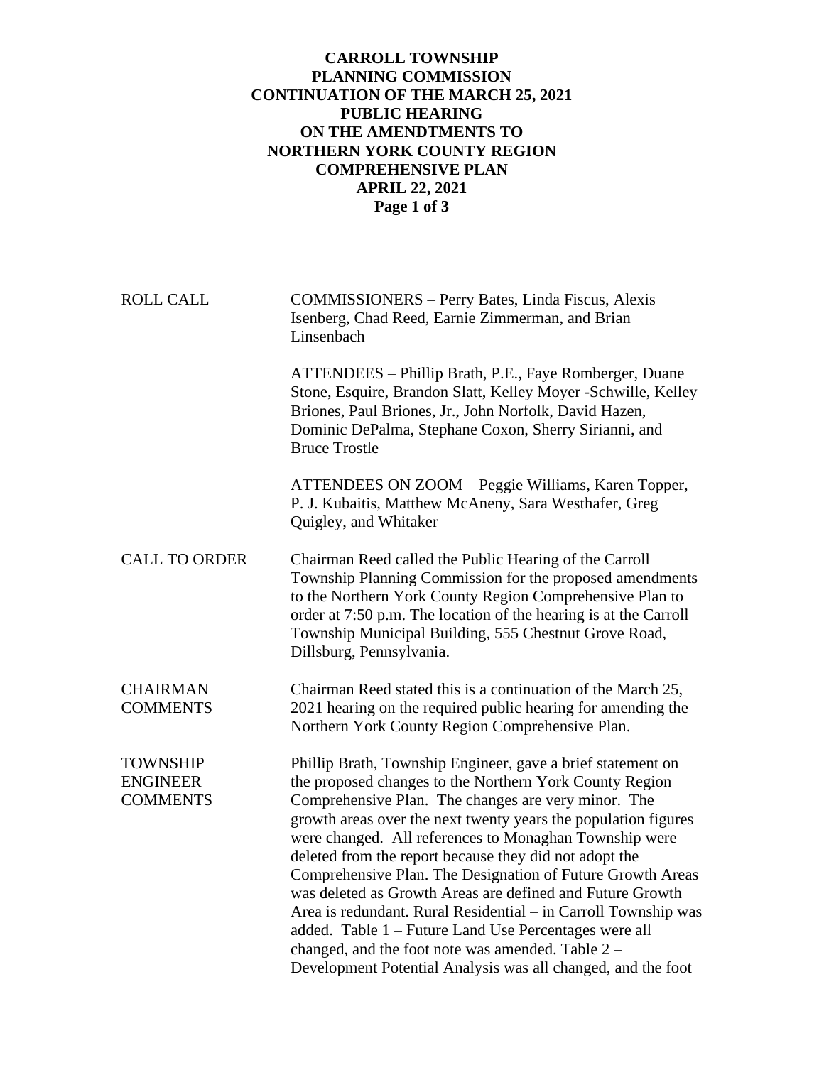# CARROLL TOWNSHIP PLANNING COMMISSION CONTINUATION OF THE MARCH 25, 2021 PUBLIC HEARING ON THE AMENDTMENTS TO NORTHERN YORK COUNTY REGION COMPREHENSIVE PLAN APRIL 22, 2021

**ROLL CALL**

COMMISSIONERS – Perry Bates, Linda Fiscus, Alexis Isenberg, Chad Reed, Earnie Zimmerman, and Brian Linsenbach

ATTENDEES – Phillip Brath, P.E., Faye Romberger, Duane Stone, Esquire, Brandon Slatt, Kelley Moyer -Schwille, Kelley Briones, Paul Briones, Jr., John Norfolk, David Hazen, Dominic DePalma, Stephane Coxon, Sherry Sirianni, and Bruce Trostle

ATTENDEES ON ZOOM – Peggie Williams, Karen Topper, P. J. Kubaitis, Matthew McAneny, Sara Westhafer, Greg Quigley, and Whitaker

**CALL TO ORDER**

Chairman Reed called the Public Hearing of the Carroll Township Planning Commission for the proposed amendments to the Northern York County Region Comprehensive Plan to order at 7:50 p.m. The location of the hearing is at the Carroll Township Municipal Building, 555 Chestnut Grove Road, Dillsburg, Pennsylvania.

**CHAIRMAN COMMENTS**

Chairman Reed stated this is a continuation of the March 25, 2021 hearing on the required public hearing for amending the Northern York County Region Comprehensive Plan.

**TOWNSHIP ENGINEER COMMENTS**

Phillip Brath, Township Engineer, gave a brief statement on the proposed changes to the Northern York County Region Comprehensive Plan. The changes are very minor. The growth areas over the next twenty years the population figures were changed. All references to Monaghan Township were deleted from the report because they did not adopt the Comprehensive Plan. The Designation of Future Growth Areas was deleted as Growth Areas are defined and Future Growth Area is redundant. Rural Residential – in Carroll Township was added. Table 1 – Future Land Use Percentages were all changed, and the foot note was amended. Table 2 – Development Potential Analysis was all changed, and the foot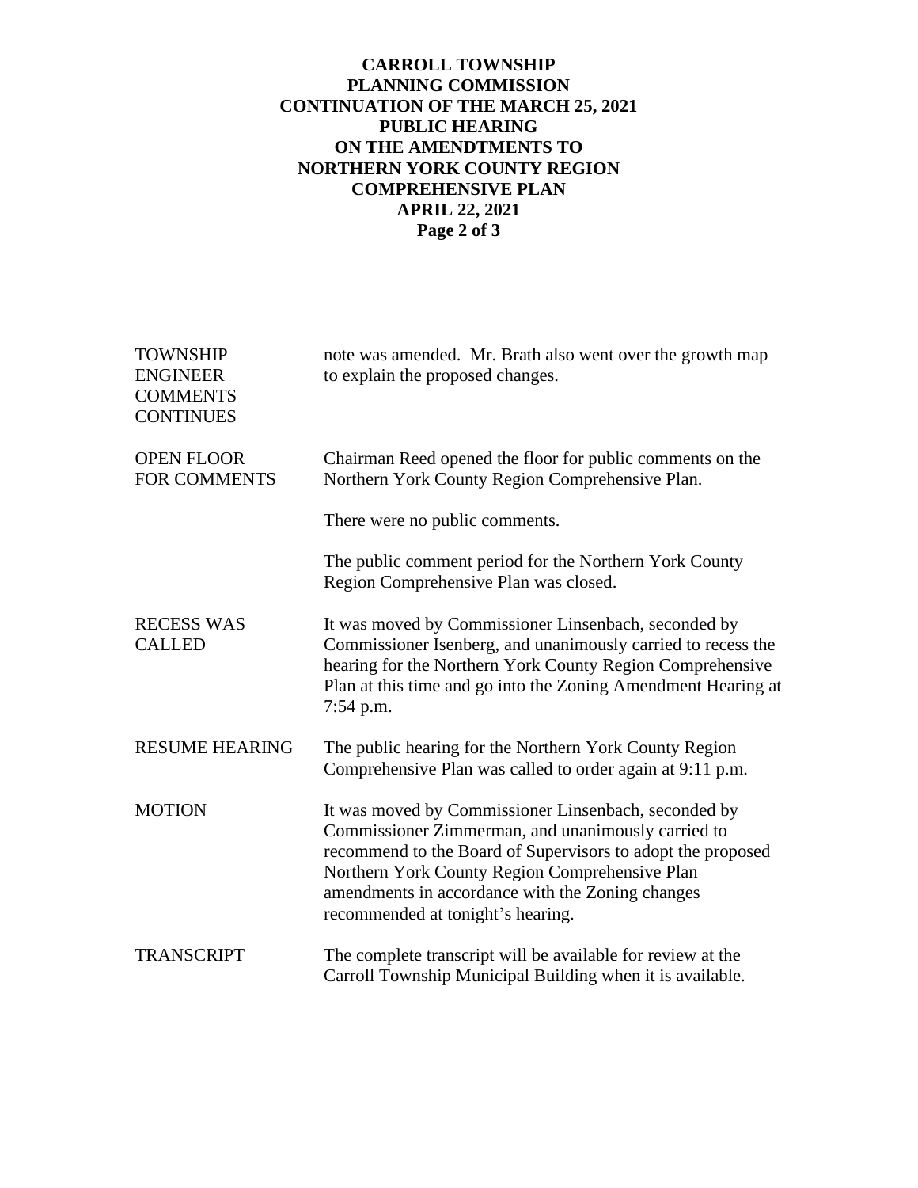| | |
|---|---|
| TOWNSHIP ENGINEER COMMENTS CONTINUES | note was amended. Mr. Brath also went over the growth map to explain the proposed changes. |
| OPEN FLOOR FOR COMMENTS | Chairman Reed opened the floor for public comments on the Northern York County Region Comprehensive Plan.<br><br>There were no public comments.<br><br>The public comment period for the Northern York County Region Comprehensive Plan was closed. |
| RECESS WAS CALLED | It was moved by Commissioner Linsenbach, seconded by Commissioner Isenberg, and unanimously carried to recess the hearing for the Northern York County Region Comprehensive Plan at this time and go into the Zoning Amendment Hearing at 7:54 p.m. |
| RESUME HEARING | The public hearing for the Northern York County Region Comprehensive Plan was called to order again at 9:11 p.m. |
| MOTION | It was moved by Commissioner Linsenbach, seconded by Commissioner Zimmerman, and unanimously carried to recommend to the Board of Supervisors to adopt the proposed Northern York County Region Comprehensive Plan amendments in accordance with the Zoning changes recommended at tonight's hearing. |
| TRANSCRIPT | The complete transcript will be available for review at the Carroll Township Municipal Building when it is available. |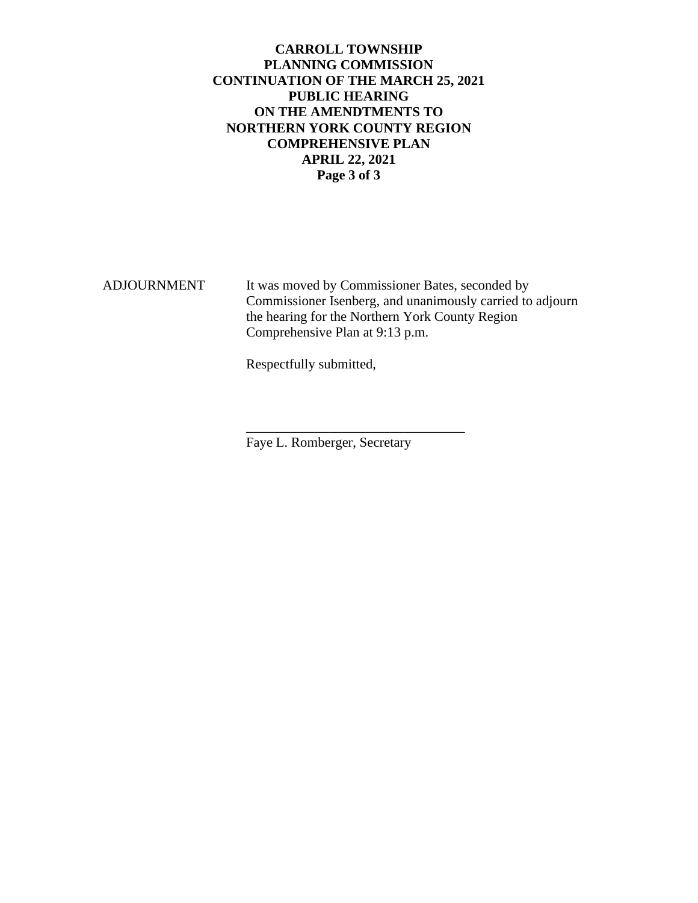ADJOURNMENT

It was moved by Commissioner Bates, seconded by Commissioner Isenberg, and unanimously carried to adjourn the hearing for the Northern York County Region Comprehensive Plan at 9:13 p.m.

Respectfully submitted,

\_\_\_\_\_\_\_\_\_\_\_\_\_\_\_\_\_\_\_\_\_\_\_\_\_\_\_\_\_\_\_\_

Faye L. Romberger, Secretary